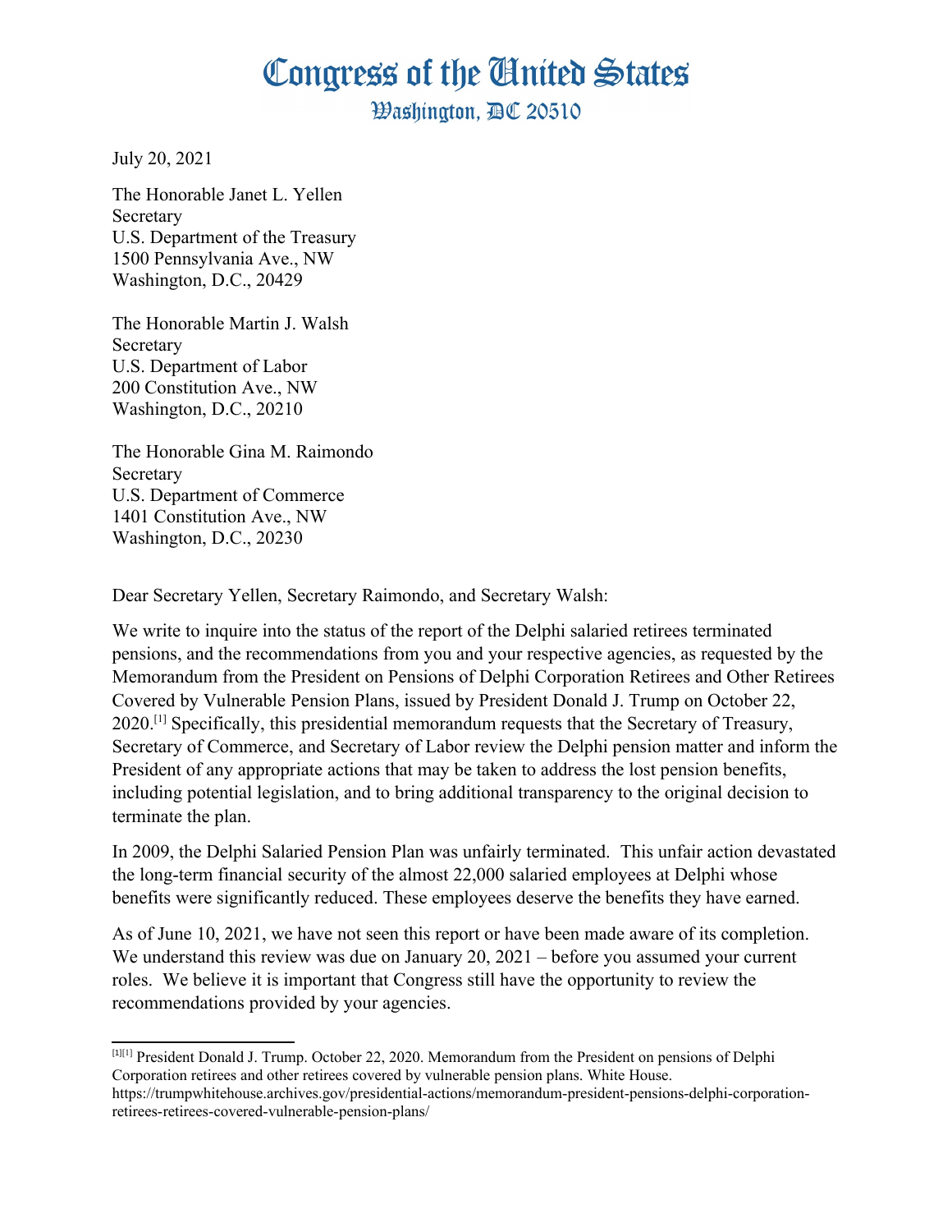# Congress of the United States

## Washington, DC 20510

July 20, 2021

The Honorable Janet L. Yellen
Secretary
U.S. Department of the Treasury
1500 Pennsylvania Ave., NW
Washington, D.C., 20429

The Honorable Martin J. Walsh
Secretary
U.S. Department of Labor
200 Constitution Ave., NW
Washington, D.C., 20210

The Honorable Gina M. Raimondo
Secretary
U.S. Department of Commerce
1401 Constitution Ave., NW
Washington, D.C., 20230

Dear Secretary Yellen, Secretary Raimondo, and Secretary Walsh:

We write to inquire into the status of the report of the Delphi salaried retirees terminated pensions, and the recommendations from you and your respective agencies, as requested by the Memorandum from the President on Pensions of Delphi Corporation Retirees and Other Retirees Covered by Vulnerable Pension Plans, issued by President Donald J. Trump on October 22, 2020.[1] Specifically, this presidential memorandum requests that the Secretary of Treasury, Secretary of Commerce, and Secretary of Labor review the Delphi pension matter and inform the President of any appropriate actions that may be taken to address the lost pension benefits, including potential legislation, and to bring additional transparency to the original decision to terminate the plan.

In 2009, the Delphi Salaried Pension Plan was unfairly terminated. This unfair action devastated the long-term financial security of the almost 22,000 salaried employees at Delphi whose benefits were significantly reduced. These employees deserve the benefits they have earned.

As of June 10, 2021, we have not seen this report or have been made aware of its completion. We understand this review was due on January 20, 2021 – before you assumed your current roles. We believe it is important that Congress still have the opportunity to review the recommendations provided by your agencies.

---

[1][1] President Donald J. Trump. October 22, 2020. Memorandum from the President on pensions of Delphi Corporation retirees and other retirees covered by vulnerable pension plans. White House. https://trumpwhitehouse.archives.gov/presidential-actions/memorandum-president-pensions-delphi-corporation-retirees-retirees-covered-vulnerable-pension-plans/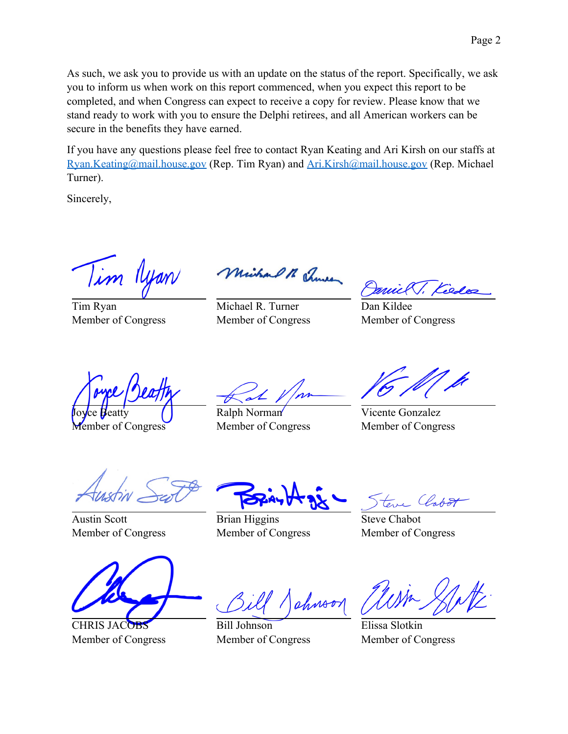As such, we ask you to provide us with an update on the status of the report. Specifically, we ask you to inform us when work on this report commenced, when you expect this report to be completed, and when Congress can expect to receive a copy for review. Please know that we stand ready to work with you to ensure the Delphi retirees, and all American workers can be secure in the benefits they have earned.

If you have any questions please feel free to contact Ryan Keating and Ari Kirsh on our staffs at Ryan.Keating@mail.house.gov (Rep. Tim Ryan) and Ari.Kirsh@mail.house.gov (Rep. Michael Turner).

Sincerely,

Tim Ryan
Member of Congress

Michael R. Turner
Member of Congress

Dan Kildee
Member of Congress

Joyce Beatty
Member of Congress

Ralph Norman
Member of Congress

Vicente Gonzalez
Member of Congress

Austin Scott
Member of Congress

Brian Higgins
Member of Congress

Steve Chabot
Member of Congress

CHRIS JACOBS
Member of Congress

Bill Johnson
Member of Congress

Elissa Slotkin
Member of Congress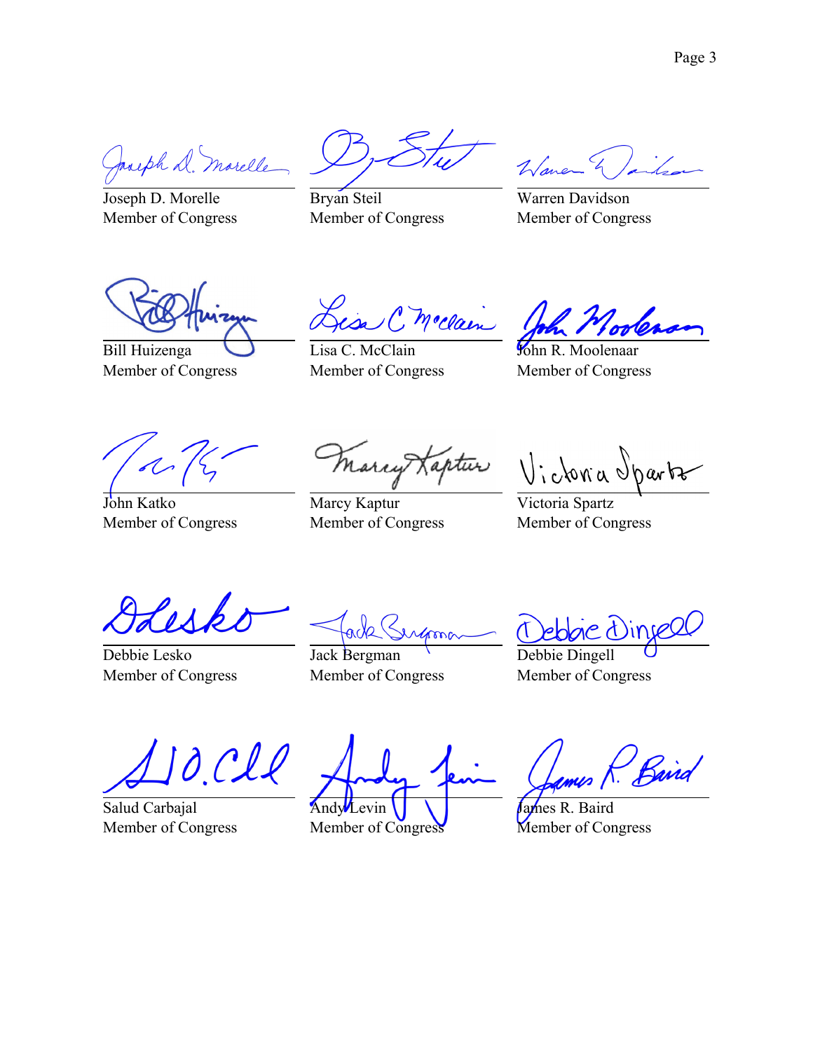Joseph D. Morelle
Member of Congress

Bryan Steil
Member of Congress

Warren Davidson
Member of Congress

Bill Huizenga
Member of Congress

Lisa C. McClain
Member of Congress

John R. Moolenaar
Member of Congress

John Katko
Member of Congress

Marcy Kaptur
Member of Congress

Victoria Spartz
Member of Congress

Debbie Lesko
Member of Congress

Jack Bergman
Member of Congress

Debbie Dingell
Member of Congress

Salud Carbajal
Member of Congress

Andy Levin
Member of Congress

James R. Baird
Member of Congress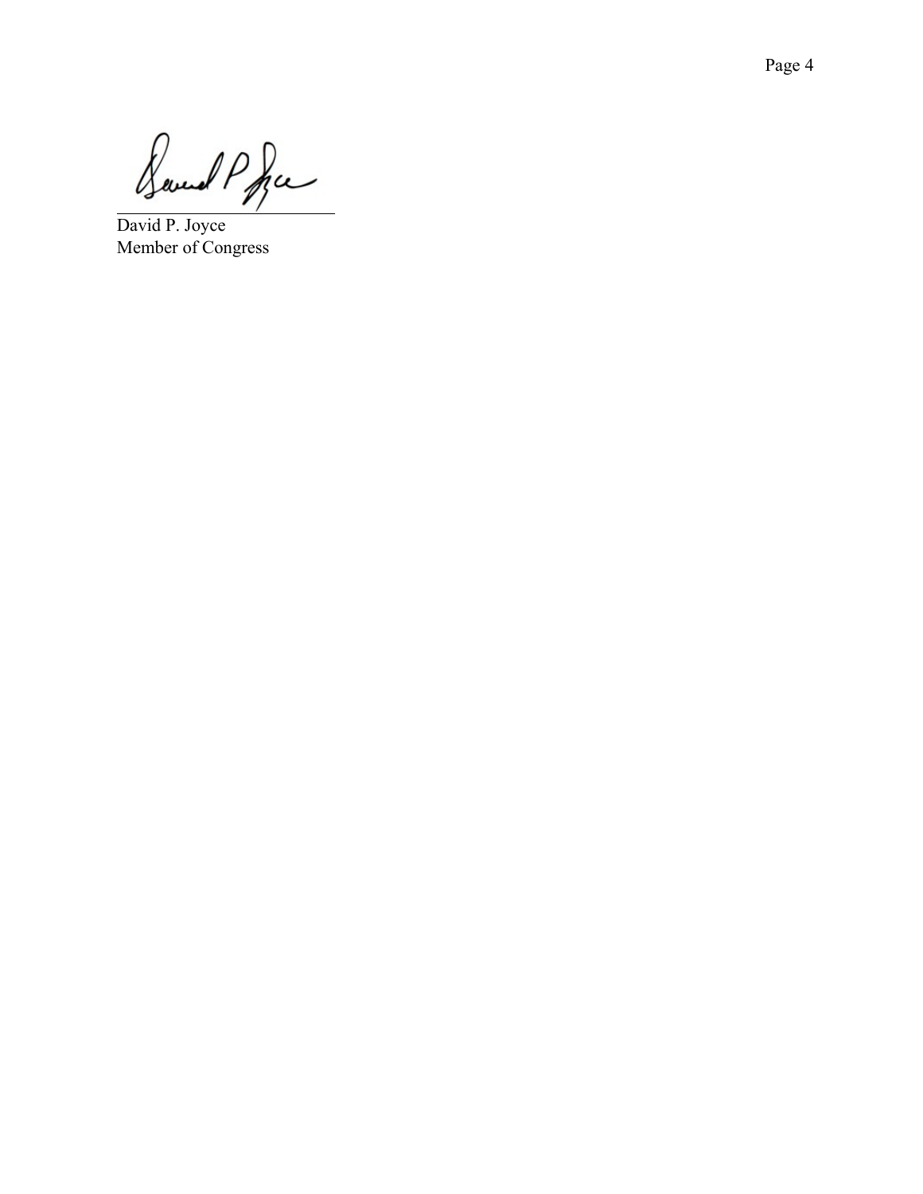David P. Joyce
Member of Congress